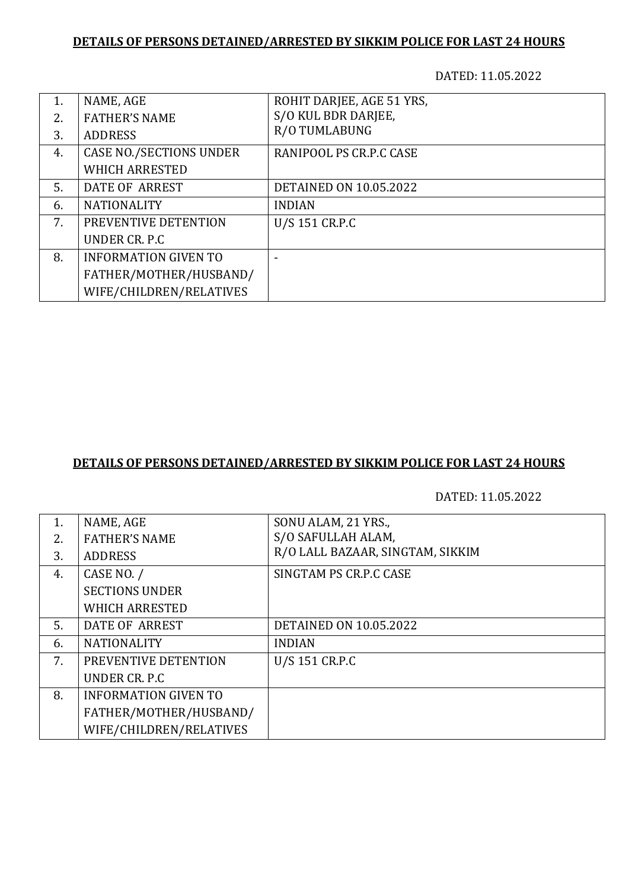**DETAILS OF PERSONS DETAINED/ARRESTED BY SIKKIM POLICE FOR LAST 24 HOURS**

DATED: 11.05.2022

| | | |
|---|---|---|
| 1.<br>2.<br>3. | NAME, AGE<br>FATHER'S NAME<br>ADDRESS | ROHIT DARJEE, AGE 51 YRS,<br>S/O KUL BDR DARJEE,<br>R/O TUMLABUNG |
| 4. | CASE NO./SECTIONS UNDER WHICH ARRESTED | RANIPOOL PS CR.P.C CASE |
| 5. | DATE OF ARREST | DETAINED ON 10.05.2022 |
| 6. | NATIONALITY | INDIAN |
| 7. | PREVENTIVE DETENTION UNDER CR. P.C | U/S 151 CR.P.C |
| 8. | INFORMATION GIVEN TO FATHER/MOTHER/HUSBAND/ WIFE/CHILDREN/RELATIVES | - |

**DETAILS OF PERSONS DETAINED/ARRESTED BY SIKKIM POLICE FOR LAST 24 HOURS**

DATED: 11.05.2022

| | | |
|---|---|---|
| 1.<br>2.<br>3. | NAME, AGE<br>FATHER'S NAME<br>ADDRESS | SONU ALAM, 21 YRS.,<br>S/O SAFULLAH ALAM,<br>R/O LALL BAZAAR, SINGTAM, SIKKIM |
| 4. | CASE NO. / SECTIONS UNDER WHICH ARRESTED | SINGTAM PS CR.P.C CASE |
| 5. | DATE OF ARREST | DETAINED ON 10.05.2022 |
| 6. | NATIONALITY | INDIAN |
| 7. | PREVENTIVE DETENTION UNDER CR. P.C | U/S 151 CR.P.C |
| 8. | INFORMATION GIVEN TO FATHER/MOTHER/HUSBAND/ WIFE/CHILDREN/RELATIVES | |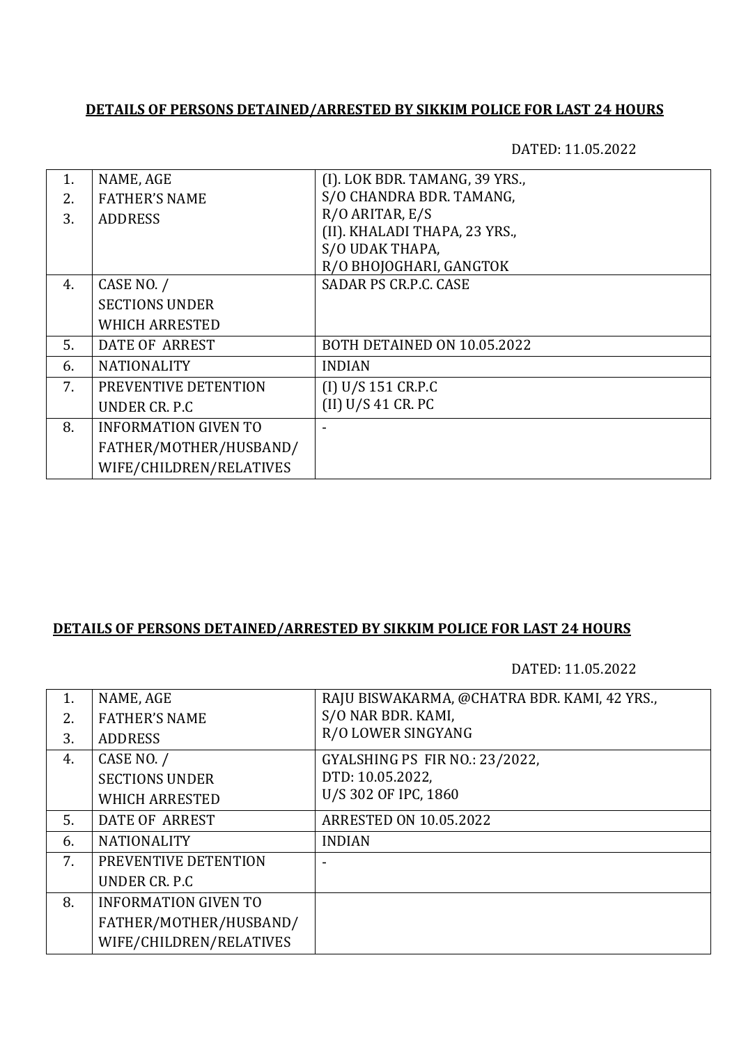**DETAILS OF PERSONS DETAINED/ARRESTED BY SIKKIM POLICE FOR LAST 24 HOURS**

DATED: 11.05.2022

| | | |
|---|---|---|
| 1.<br>2.<br>3. | NAME, AGE<br>FATHER'S NAME<br>ADDRESS | (I). LOK BDR. TAMANG, 39 YRS.,<br>S/O CHANDRA BDR. TAMANG,<br>R/O ARITAR, E/S<br>(II). KHALADI THAPA, 23 YRS.,<br>S/O UDAK THAPA,<br>R/O BHOJOGHARI, GANGTOK |
| 4. | CASE NO. /<br>SECTIONS UNDER<br>WHICH ARRESTED | SADAR PS CR.P.C. CASE |
| 5. | DATE OF ARREST | BOTH DETAINED ON 10.05.2022 |
| 6. | NATIONALITY | INDIAN |
| 7. | PREVENTIVE DETENTION<br>UNDER CR. P.C | (I) U/S 151 CR.P.C<br>(II) U/S 41 CR. PC |
| 8. | INFORMATION GIVEN TO<br>FATHER/MOTHER/HUSBAND/<br>WIFE/CHILDREN/RELATIVES | - |

**DETAILS OF PERSONS DETAINED/ARRESTED BY SIKKIM POLICE FOR LAST 24 HOURS**

DATED: 11.05.2022

| | | |
|---|---|---|
| 1.<br>2.<br>3. | NAME, AGE<br>FATHER'S NAME<br>ADDRESS | RAJU BISWAKARMA, @CHATRA BDR. KAMI, 42 YRS.,<br>S/O NAR BDR. KAMI,<br>R/O LOWER SINGYANG |
| 4. | CASE NO. /<br>SECTIONS UNDER<br>WHICH ARRESTED | GYALSHING PS FIR NO.: 23/2022,<br>DTD: 10.05.2022,<br>U/S 302 OF IPC, 1860 |
| 5. | DATE OF ARREST | ARRESTED ON 10.05.2022 |
| 6. | NATIONALITY | INDIAN |
| 7. | PREVENTIVE DETENTION<br>UNDER CR. P.C | - |
| 8. | INFORMATION GIVEN TO<br>FATHER/MOTHER/HUSBAND/<br>WIFE/CHILDREN/RELATIVES | |